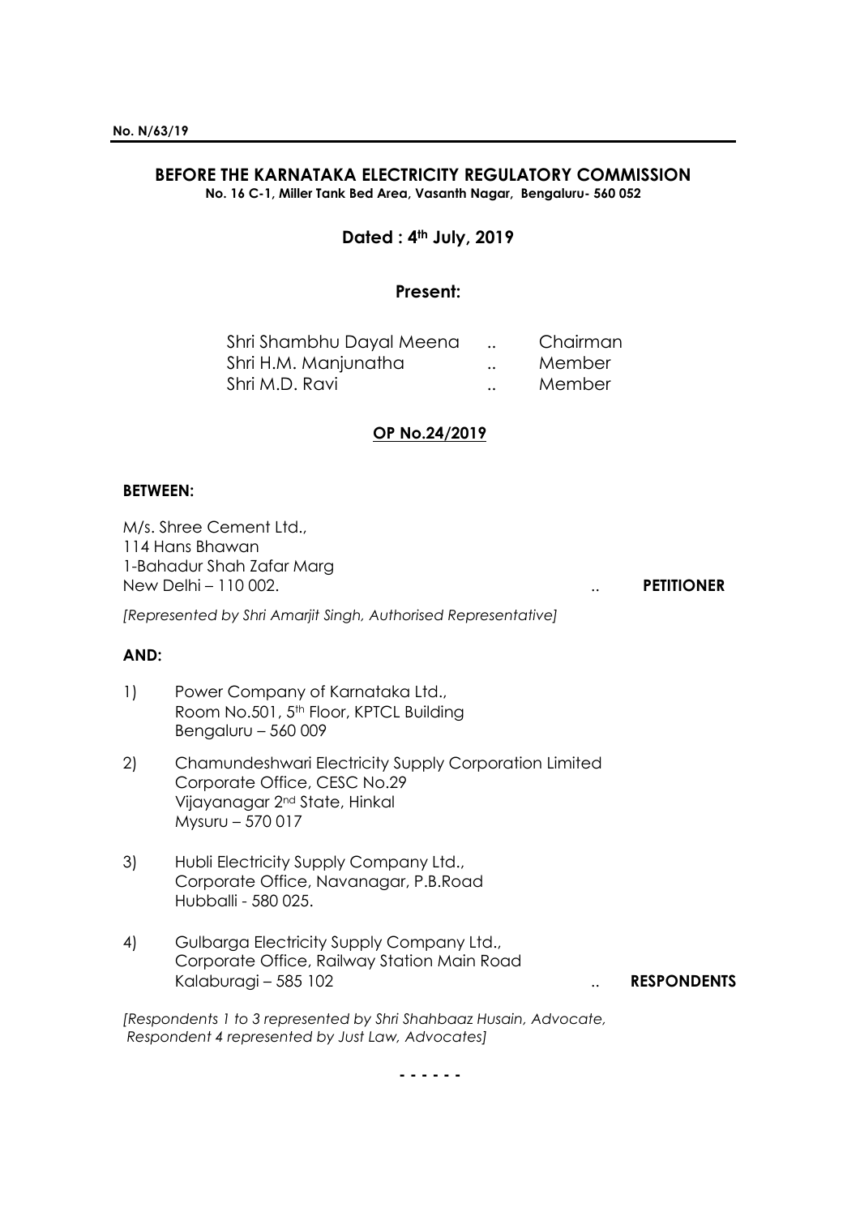**No. N/63/19**

## BEFORE THE KARNATAKA ELECTRICITY REGULATORY COMMISSION

**No. 16 C-1, Miller Tank Bed Area, Vasanth Nagar, Bengaluru- 560 052**

**Dated : 4th July, 2019**

**Present:**

| | | |
|---|---|---|
| Shri Shambhu Dayal Meena | .. | Chairman |
| Shri H.M. Manjunatha | .. | Member |
| Shri M.D. Ravi | .. | Member |

**OP No.24/2019**

**BETWEEN:**

M/s. Shree Cement Ltd.,
114 Hans Bhawan
1-Bahadur Shah Zafar Marg
New Delhi – 110 002. .. **PETITIONER**

*[Represented by Shri Amarjit Singh, Authorised Representative]*

**AND:**

1) Power Company of Karnataka Ltd.,
Room No.501, 5th Floor, KPTCL Building
Bengaluru – 560 009

2) Chamundeshwari Electricity Supply Corporation Limited
Corporate Office, CESC No.29
Vijayanagar 2nd State, Hinkal
Mysuru – 570 017

3) Hubli Electricity Supply Company Ltd.,
Corporate Office, Navanagar, P.B.Road
Hubballi - 580 025.

4) Gulbarga Electricity Supply Company Ltd.,
Corporate Office, Railway Station Main Road
Kalaburagi – 585 102 .. **RESPONDENTS**

*[Respondents 1 to 3 represented by Shri Shahbaaz Husain, Advocate, Respondent 4 represented by Just Law, Advocates]*

\- - - - - -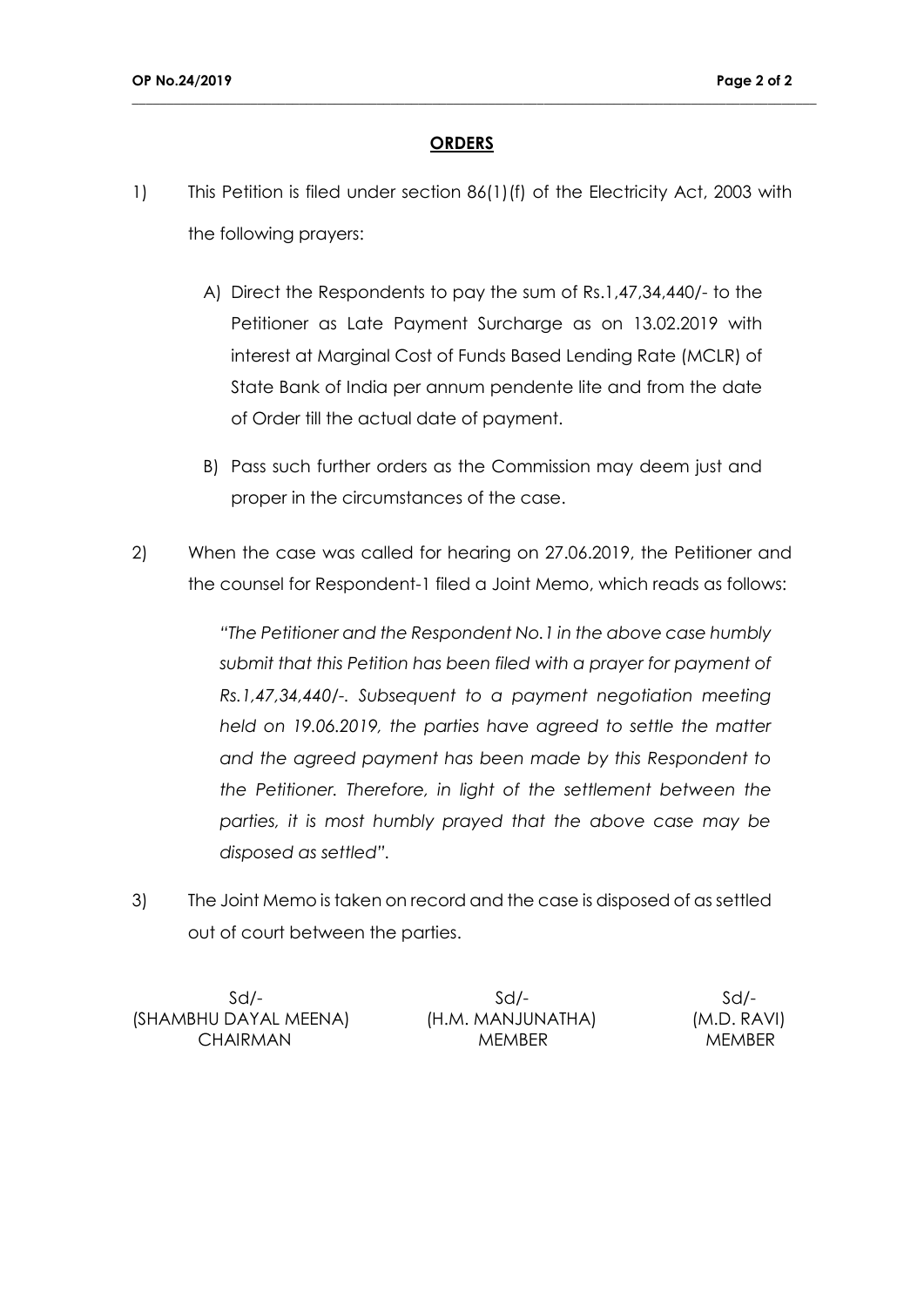## ORDERS

1) This Petition is filed under section 86(1)(f) of the Electricity Act, 2003 with the following prayers:

   A) Direct the Respondents to pay the sum of Rs.1,47,34,440/- to the Petitioner as Late Payment Surcharge as on 13.02.2019 with interest at Marginal Cost of Funds Based Lending Rate (MCLR) of State Bank of India per annum pendente lite and from the date of Order till the actual date of payment.

   B) Pass such further orders as the Commission may deem just and proper in the circumstances of the case.

2) When the case was called for hearing on 27.06.2019, the Petitioner and the counsel for Respondent-1 filed a Joint Memo, which reads as follows:

   *"The Petitioner and the Respondent No.1 in the above case humbly submit that this Petition has been filed with a prayer for payment of Rs.1,47,34,440/-. Subsequent to a payment negotiation meeting held on 19.06.2019, the parties have agreed to settle the matter and the agreed payment has been made by this Respondent to the Petitioner. Therefore, in light of the settlement between the parties, it is most humbly prayed that the above case may be disposed as settled".*

3) The Joint Memo is taken on record and the case is disposed of as settled out of court between the parties.

| | | |
|---|---|---|
| Sd/- | Sd/- | Sd/- |
| (SHAMBHU DAYAL MEENA) | (H.M. MANJUNATHA) | (M.D. RAVI) |
| CHAIRMAN | MEMBER | MEMBER |